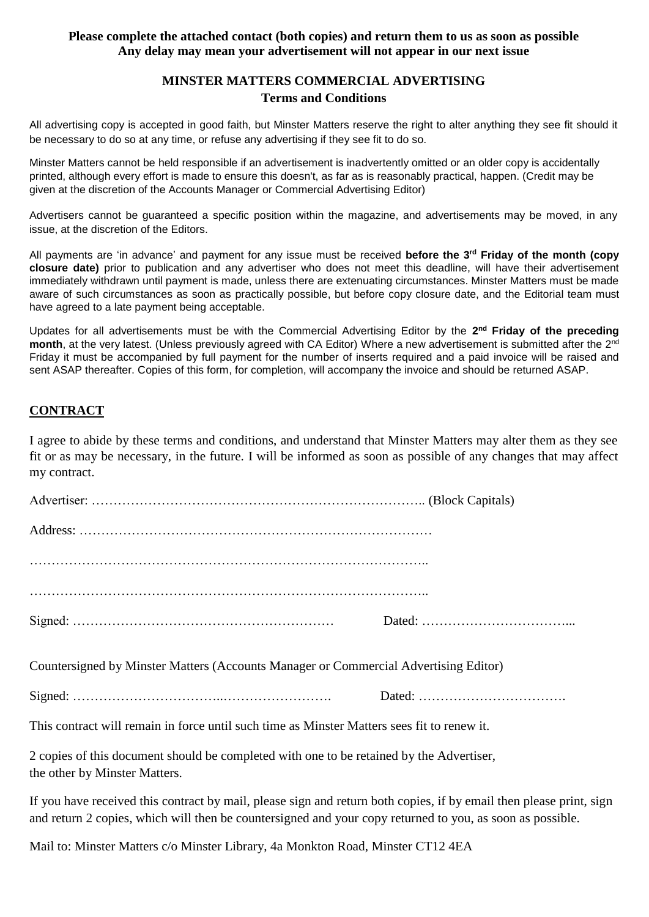**Please complete the attached contact (both copies) and return them to us as soon as possible**
**Any delay may mean your advertisement will not appear in our next issue**

## MINSTER MATTERS COMMERCIAL ADVERTISING
### Terms and Conditions

All advertising copy is accepted in good faith, but Minster Matters reserve the right to alter anything they see fit should it be necessary to do so at any time, or refuse any advertising if they see fit to do so.

Minster Matters cannot be held responsible if an advertisement is inadvertently omitted or an older copy is accidentally printed, although every effort is made to ensure this doesn't, as far as is reasonably practical, happen. (Credit may be given at the discretion of the Accounts Manager or Commercial Advertising Editor)

Advertisers cannot be guaranteed a specific position within the magazine, and advertisements may be moved, in any issue, at the discretion of the Editors.

All payments are 'in advance' and payment for any issue must be received **before the 3rd Friday of the month (copy closure date)** prior to publication and any advertiser who does not meet this deadline, will have their advertisement immediately withdrawn until payment is made, unless there are extenuating circumstances. Minster Matters must be made aware of such circumstances as soon as practically possible, but before copy closure date, and the Editorial team must have agreed to a late payment being acceptable.

Updates for all advertisements must be with the Commercial Advertising Editor by the **2nd Friday of the preceding month**, at the very latest. (Unless previously agreed with CA Editor) Where a new advertisement is submitted after the 2nd Friday it must be accompanied by full payment for the number of inserts required and a paid invoice will be raised and sent ASAP thereafter. Copies of this form, for completion, will accompany the invoice and should be returned ASAP.

## CONTRACT

I agree to abide by these terms and conditions, and understand that Minster Matters may alter them as they see fit or as may be necessary, in the future. I will be informed as soon as possible of any changes that may affect my contract.

Advertiser: ………………………………………………………………….. (Block Capitals)

Address: ……………………………………………………………………

………………………………………………………………………………..

………………………………………………………………………………..

Signed: ……………………………………………………  Dated: ……………………………...

Countersigned by Minster Matters (Accounts Manager or Commercial Advertising Editor)

Signed: ……………………………..…………………….  Dated: …………………………….

This contract will remain in force until such time as Minster Matters sees fit to renew it.

2 copies of this document should be completed with one to be retained by the Advertiser, the other by Minster Matters.

If you have received this contract by mail, please sign and return both copies, if by email then please print, sign and return 2 copies, which will then be countersigned and your copy returned to you, as soon as possible.

Mail to: Minster Matters c/o Minster Library, 4a Monkton Road, Minster CT12 4EA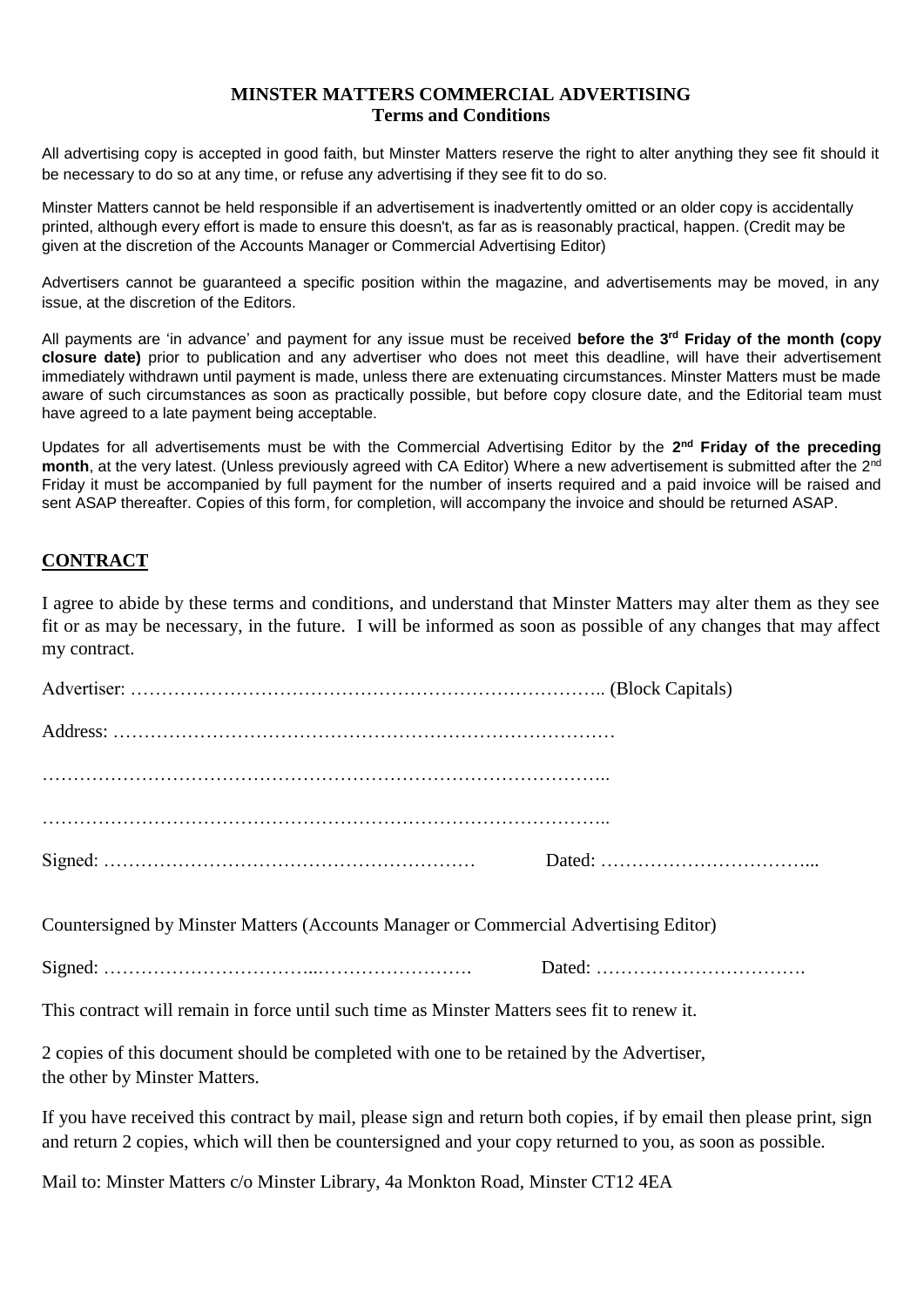# MINSTER MATTERS COMMERCIAL ADVERTISING
## Terms and Conditions

All advertising copy is accepted in good faith, but Minster Matters reserve the right to alter anything they see fit should it be necessary to do so at any time, or refuse any advertising if they see fit to do so.

Minster Matters cannot be held responsible if an advertisement is inadvertently omitted or an older copy is accidentally printed, although every effort is made to ensure this doesn't, as far as is reasonably practical, happen. (Credit may be given at the discretion of the Accounts Manager or Commercial Advertising Editor)

Advertisers cannot be guaranteed a specific position within the magazine, and advertisements may be moved, in any issue, at the discretion of the Editors.

All payments are 'in advance' and payment for any issue must be received **before the 3rd Friday of the month (copy closure date)** prior to publication and any advertiser who does not meet this deadline, will have their advertisement immediately withdrawn until payment is made, unless there are extenuating circumstances. Minster Matters must be made aware of such circumstances as soon as practically possible, but before copy closure date, and the Editorial team must have agreed to a late payment being acceptable.

Updates for all advertisements must be with the Commercial Advertising Editor by the **2nd Friday of the preceding month**, at the very latest. (Unless previously agreed with CA Editor) Where a new advertisement is submitted after the 2nd Friday it must be accompanied by full payment for the number of inserts required and a paid invoice will be raised and sent ASAP thereafter. Copies of this form, for completion, will accompany the invoice and should be returned ASAP.

## CONTRACT

I agree to abide by these terms and conditions, and understand that Minster Matters may alter them as they see fit or as may be necessary, in the future. I will be informed as soon as possible of any changes that may affect my contract.

Advertiser: ………………………………………………………………….. (Block Capitals)

Address: ………………………………………………………………………

………………………………………………………………………………..

………………………………………………………………………………..

Signed: ……………………………………………………… Dated: ……………………………...

Countersigned by Minster Matters (Accounts Manager or Commercial Advertising Editor)

Signed: ……………………………..……………………. Dated: …………………………….

This contract will remain in force until such time as Minster Matters sees fit to renew it.

2 copies of this document should be completed with one to be retained by the Advertiser, the other by Minster Matters.

If you have received this contract by mail, please sign and return both copies, if by email then please print, sign and return 2 copies, which will then be countersigned and your copy returned to you, as soon as possible.

Mail to: Minster Matters c/o Minster Library, 4a Monkton Road, Minster CT12 4EA